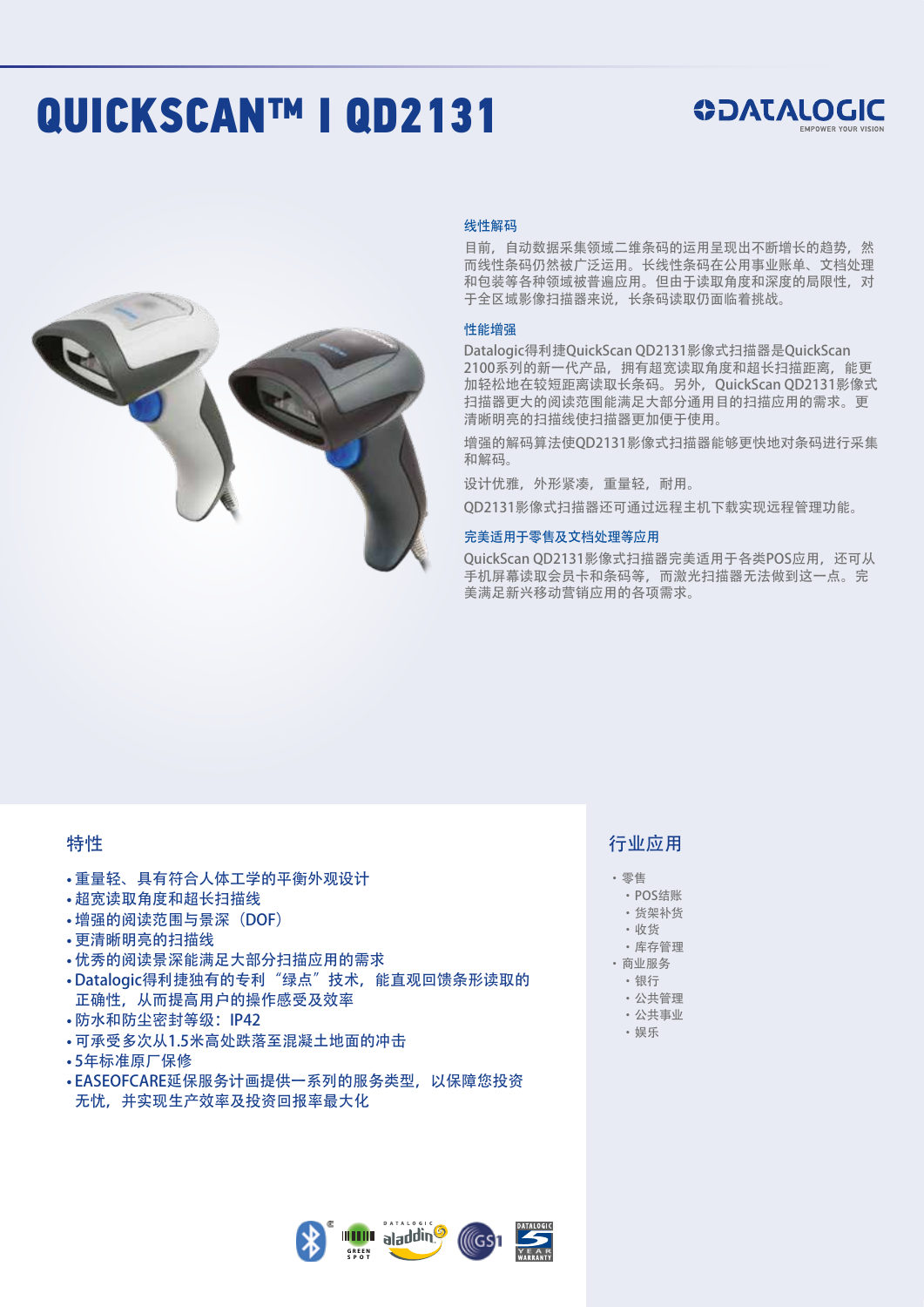# QUICKSCAN™ I QD2131

DATALOGIC
EMPOWER YOUR VISION

### 线性解码

目前，自动数据采集领域二维条码的运用呈现出不断增长的趋势，然而线性条码仍然被广泛运用。长线性条码在公用事业账单、文档处理和包装等各种领域被普遍应用。但由于读取角度和深度的局限性，对于全区域影像扫描器来说，长条码读取仍面临着挑战。

### 性能增强

Datalogic得利捷QuickScan QD2131影像式扫描器是QuickScan 2100系列的新一代产品，拥有超宽读取角度和超长扫描距离，能更加轻松地在较短距离内读取长条码。另外，QuickScan QD2131影像式扫描器更大的阅读范围能满足大部分通用目的扫描应用的需求。更清晰明亮的扫描线使扫描器更加便于使用。

增强的解码算法使QD2131影像式扫描器能够更快地对条码进行采集和解码。

设计优雅，外形紧凑，重量轻，耐用。

QD2131影像式扫描器还可通过远程主机下载实现远程管理功能。

### 完美适用于零售及文档处理等应用

QuickScan QD2131影像式扫描器完美适用于各类POS应用，还可从手机屏幕读取会员卡和条码等，而激光扫描器无法做到这一点。完美满足新兴移动营销应用的各项需求。

## 特性

- 重量轻、具有符合人体工学的平衡外观设计
- 超宽读取角度和超长扫描线
- 增强的阅读范围与景深（DOF）
- 更清晰明亮的扫描线
- 优秀的阅读景深能满足大部分扫描应用的需求
- Datalogic得利捷独有的专利“绿点”技术，能直观回馈条形读取的正确性，从而提高用户的操作感受及效率
- 防水和防尘密封等级：IP42
- 可承受多次从1.5米高处跌落至混凝土地面的冲击
- 5年标准原厂保修
- EASEOFCARE延保服务计画提供一系列的服务类型，以保障您投资无忧，并实现生产效率及投资回报率最大化

## 行业应用

- 零售
  - POS结账
  - 货架补货
  - 收货
  - 库存管理
- 商业服务
  - 银行
  - 公共管理
  - 公共事业
  - 娱乐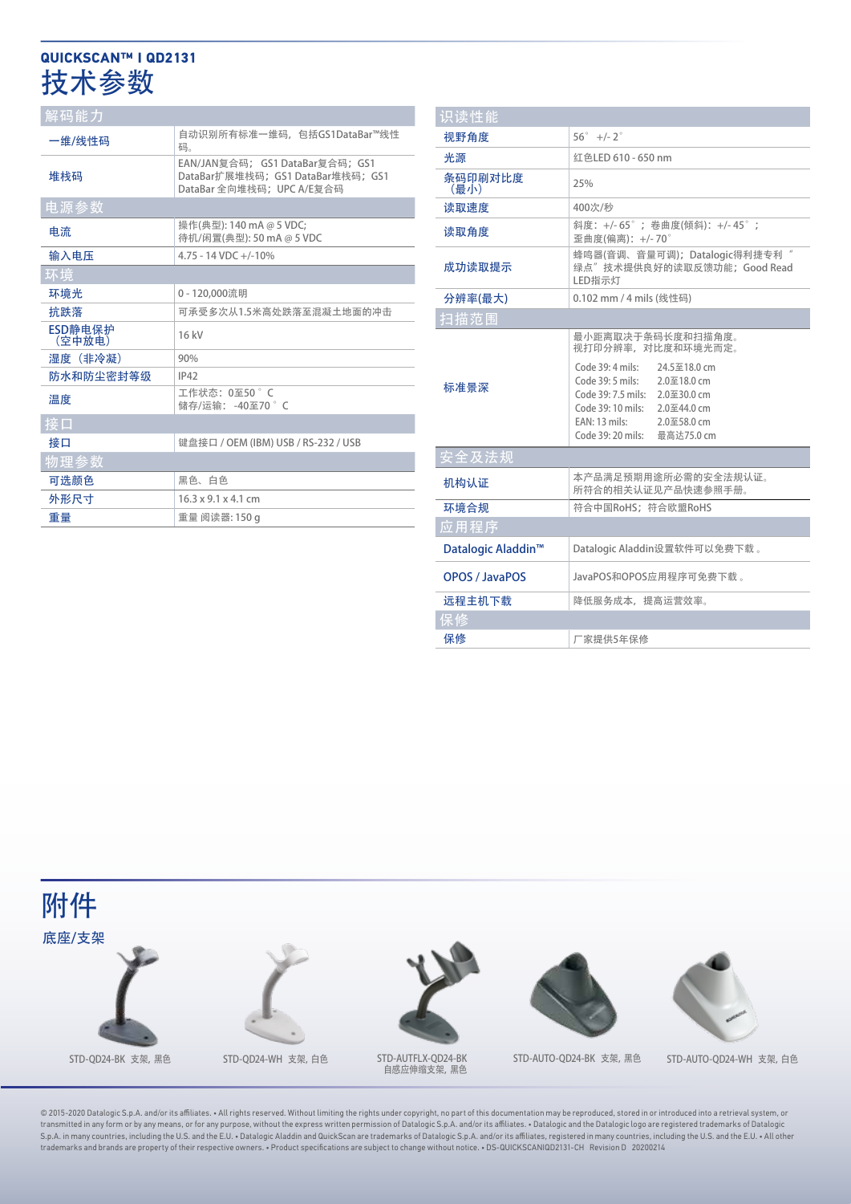**QUICKSCAN™ I QD2131**

# 技术参数

| 解码能力 | |
|---|---|
| 一维/线性码 | 自动识别所有标准一维码，包括GS1DataBar™线性码。 |
| 堆栈码 | EAN/JAN复合码；GS1 DataBar复合码；GS1 DataBar扩展堆栈码；GS1 DataBar堆栈码；GS1 DataBar 全向堆栈码；UPC A/E复合码 |
| **电源参数** | |
| 电流 | 操作(典型): 140 mA @ 5 VDC;<br>待机/闲置(典型): 50 mA @ 5 VDC |
| 输入电压 | 4.75 - 14 VDC +/-10% |
| **环境** | |
| 环境光 | 0 - 120,000流明 |
| 抗跌落 | 可承受多次从1.5米高处跌落至混凝土地面的冲击 |
| ESD静电保护（空中放电） | 16 kV |
| 湿度（非冷凝） | 90% |
| 防水和防尘密封等级 | IP42 |
| 温度 | 工作状态：0至50°C<br>储存/运输：-40至70°C |
| **接口** | |
| 接口 | 键盘接口 / OEM (IBM) USB / RS-232 / USB |
| **物理参数** | |
| 可选颜色 | 黑色、白色 |
| 外形尺寸 | 16.3 x 9.1 x 4.1 cm |
| 重量 | 重量 阅读器: 150 g |

| 识读性能 | |
|---|---|
| 视野角度 | 56° +/- 2° |
| 光源 | 红色LED 610 - 650 nm |
| 条码印刷对比度（最小） | 25% |
| 读取速度 | 400次/秒 |
| 读取角度 | 斜度：+/- 65°；卷曲度(倾斜)：+/- 45°；歪曲度(偏离)：+/- 70° |
| 成功读取提示 | 蜂鸣器(音调、音量可调)；Datalogic得利捷专利“绿点”技术提供良好的读取反馈功能；Good Read LED指示灯 |
| 分辨率(最大) | 0.102 mm / 4 mils (线性码) |
| **扫描范围** | |
| 标准景深 | 最小距离取决于条码长度和扫描角度。视打印分辨率，对比度和环境光而定。<br>Code 39: 4 mils: 24.5至18.0 cm<br>Code 39: 5 mils: 2.0至18.0 cm<br>Code 39: 7.5 mils: 2.0至30.0 cm<br>Code 39: 10 mils: 2.0至44.0 cm<br>EAN: 13 mils: 2.0至58.0 cm<br>Code 39: 20 mils: 最高达75.0 cm |
| **安全及法规** | |
| 机构认证 | 本产品满足预期用途所必需的安全法规认证。所符合的相关认证见产品快速参照手册。 |
| 环境合规 | 符合中国RoHS；符合欧盟RoHS |
| **应用程序** | |
| Datalogic Aladdin™ | Datalogic Aladdin设置软件可以免费下载。 |
| OPOS / JavaPOS | JavaPOS和OPOS应用程序可免费下载。 |
| 远程主机下载 | 降低服务成本，提高运营效率。 |
| **保修** | |
| 保修 | 厂家提供5年保修 |

# 附件

## 底座/支架

STD-QD24-BK 支架, 黑色

STD-QD24-WH 支架, 白色

STD-AUTFLX-QD24-BK 自感应伸缩支架, 黑色

STD-AUTO-QD24-BK 支架, 黑色

STD-AUTO-QD24-WH 支架, 白色

© 2015-2020 Datalogic S.p.A. and/or its affiliates. • All rights reserved. Without limiting the rights under copyright, no part of this documentation may be reproduced, stored in or introduced into a retrieval system, or transmitted in any form or by any means, or for any purpose, without the express written permission of Datalogic S.p.A. and/or its affiliates. • Datalogic and the Datalogic logo are registered trademarks of Datalogic S.p.A. in many countries, including the U.S. and the E.U. • Datalogic Aladdin and QuickScan are trademarks of Datalogic S.p.A. and/or its affiliates, registered in many countries, including the U.S. and the E.U. • All other trademarks and brands are property of their respective owners. • Product specifications are subject to change without notice. • DS-QUICKSCANIQD2131-CH Revision D 20200214